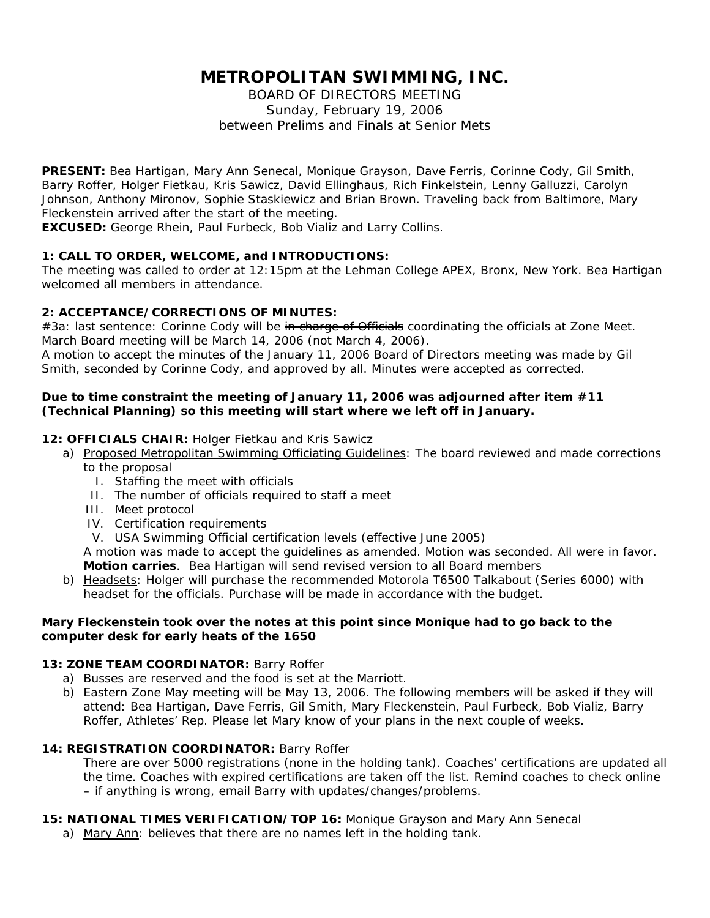# METROPOLITAN SWIMMING, INC.

BOARD OF DIRECTORS MEETING
Sunday, February 19, 2006
between Prelims and Finals at Senior Mets

**PRESENT:** Bea Hartigan, Mary Ann Senecal, Monique Grayson, Dave Ferris, Corinne Cody, Gil Smith, Barry Roffer, Holger Fietkau, Kris Sawicz, David Ellinghaus, Rich Finkelstein, Lenny Galluzzi, Carolyn Johnson, Anthony Mironov, Sophie Staskiewicz and Brian Brown. Traveling back from Baltimore, Mary Fleckenstein arrived after the start of the meeting.
**EXCUSED:** George Rhein, Paul Furbeck, Bob Vializ and Larry Collins.

**1: CALL TO ORDER, WELCOME, and INTRODUCTIONS:**
The meeting was called to order at 12:15pm at the Lehman College APEX, Bronx, New York. Bea Hartigan welcomed all members in attendance.

**2: ACCEPTANCE/CORRECTIONS OF MINUTES:**
#3a: last sentence: Corinne Cody will be ~~in charge of Officials~~ coordinating the officials at Zone Meet. March Board meeting will be March 14, 2006 (not March 4, 2006).
A motion to accept the minutes of the January 11, 2006 Board of Directors meeting was made by Gil Smith, seconded by Corinne Cody, and approved by all. Minutes were accepted as corrected.

**Due to time constraint the meeting of January 11, 2006 was adjourned after item #11 (Technical Planning) so this meeting will start where we left off in January.**

**12: OFFICIALS CHAIR:** Holger Fietkau and Kris Sawicz

a) Proposed Metropolitan Swimming Officiating Guidelines: The board reviewed and made corrections to the proposal
   - I. Staffing the meet with officials
   - II. The number of officials required to staff a meet
   - III. Meet protocol
   - IV. Certification requirements
   - V. USA Swimming Official certification levels (effective June 2005)

   A motion was made to accept the guidelines as amended. Motion was seconded. All were in favor. **Motion carries**. Bea Hartigan will send revised version to all Board members
b) Headsets: Holger will purchase the recommended Motorola T6500 Talkabout (Series 6000) with headset for the officials. Purchase will be made in accordance with the budget.

**Mary Fleckenstein took over the notes at this point since Monique had to go back to the computer desk for early heats of the 1650**

**13: ZONE TEAM COORDINATOR:** Barry Roffer

a) Busses are reserved and the food is set at the Marriott.
b) Eastern Zone May meeting will be May 13, 2006. The following members will be asked if they will attend: Bea Hartigan, Dave Ferris, Gil Smith, Mary Fleckenstein, Paul Furbeck, Bob Vializ, Barry Roffer, Athletes' Rep. Please let Mary know of your plans in the next couple of weeks.

**14: REGISTRATION COORDINATOR:** Barry Roffer

There are over 5000 registrations (none in the holding tank). Coaches' certifications are updated all the time. Coaches with expired certifications are taken off the list. Remind coaches to check online – if anything is wrong, email Barry with updates/changes/problems.

**15: NATIONAL TIMES VERIFICATION/TOP 16:** Monique Grayson and Mary Ann Senecal

a) Mary Ann: believes that there are no names left in the holding tank.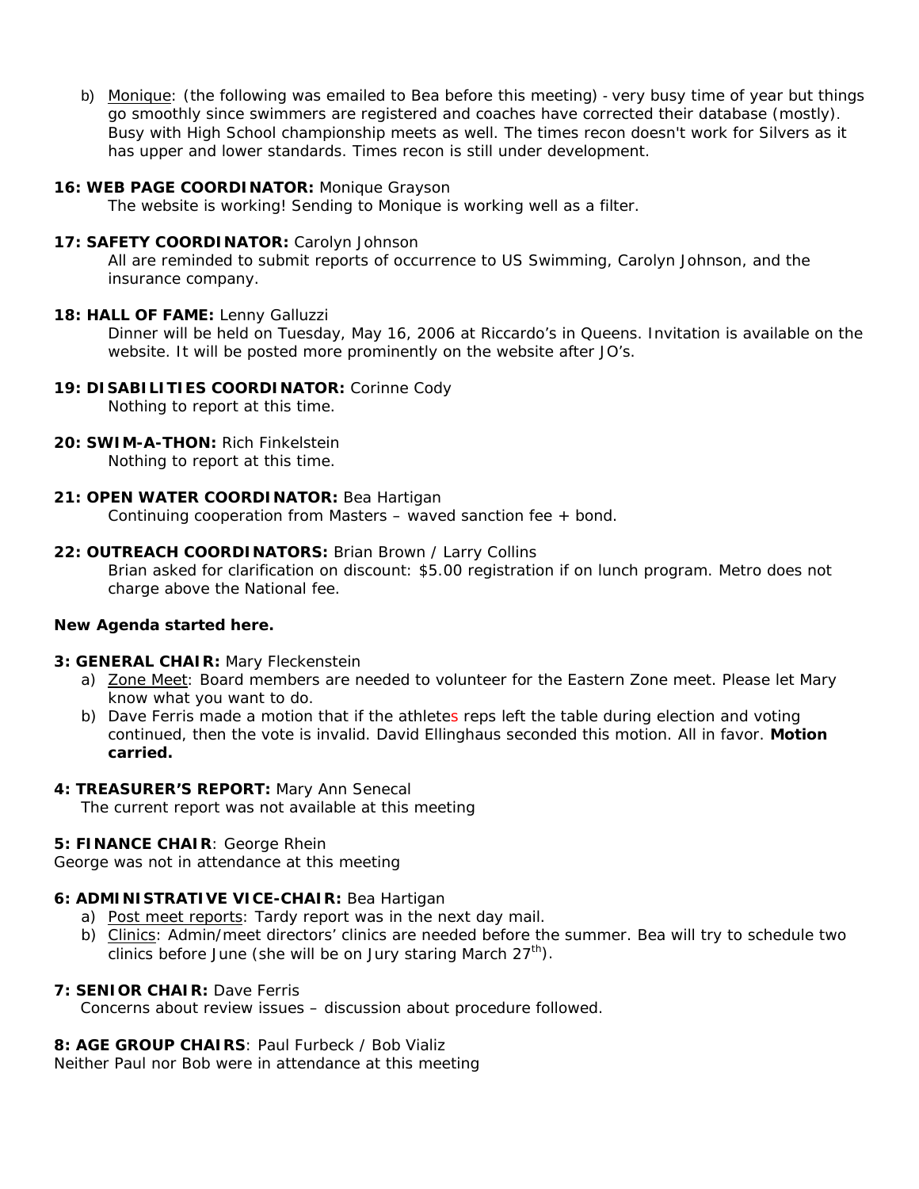b) Monique: (the following was emailed to Bea before this meeting) - very busy time of year but things go smoothly since swimmers are registered and coaches have corrected their database (mostly). Busy with High School championship meets as well. The times recon doesn't work for Silvers as it has upper and lower standards. Times recon is still under development.

**16: WEB PAGE COORDINATOR:** Monique Grayson

The website is working! Sending to Monique is working well as a filter.

**17: SAFETY COORDINATOR:** Carolyn Johnson

All are reminded to submit reports of occurrence to US Swimming, Carolyn Johnson, and the insurance company.

**18: HALL OF FAME:** Lenny Galluzzi

Dinner will be held on Tuesday, May 16, 2006 at Riccardo's in Queens. Invitation is available on the website. It will be posted more prominently on the website after JO's.

**19: DISABILITIES COORDINATOR:** Corinne Cody

Nothing to report at this time.

**20: SWIM-A-THON:** Rich Finkelstein

Nothing to report at this time.

**21: OPEN WATER COORDINATOR:** Bea Hartigan

Continuing cooperation from Masters – waved sanction fee + bond.

**22: OUTREACH COORDINATORS:** Brian Brown / Larry Collins

Brian asked for clarification on discount: $5.00 registration if on lunch program. Metro does not charge above the National fee.

**New Agenda started here.**

**3: GENERAL CHAIR:** Mary Fleckenstein

a) Zone Meet: Board members are needed to volunteer for the Eastern Zone meet. Please let Mary know what you want to do.
b) Dave Ferris made a motion that if the athletes reps left the table during election and voting continued, then the vote is invalid. David Ellinghaus seconded this motion. All in favor. **Motion carried.**

**4: TREASURER'S REPORT:** Mary Ann Senecal

The current report was not available at this meeting

**5: FINANCE CHAIR**: George Rhein

George was not in attendance at this meeting

**6: ADMINISTRATIVE VICE-CHAIR:** Bea Hartigan

a) Post meet reports: Tardy report was in the next day mail.
b) Clinics: Admin/meet directors' clinics are needed before the summer. Bea will try to schedule two clinics before June (she will be on Jury staring March 27th).

**7: SENIOR CHAIR:** Dave Ferris

Concerns about review issues – discussion about procedure followed.

**8: AGE GROUP CHAIRS**: Paul Furbeck / Bob Vializ

Neither Paul nor Bob were in attendance at this meeting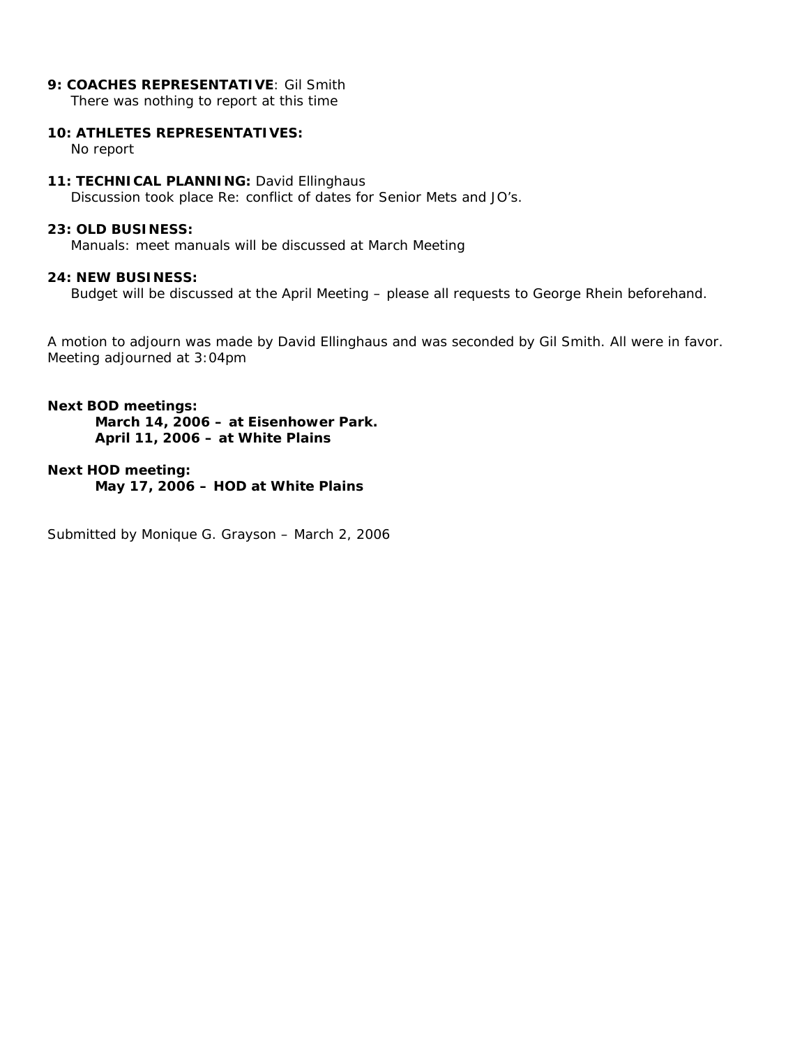**9: COACHES REPRESENTATIVE**: Gil Smith
There was nothing to report at this time

**10: ATHLETES REPRESENTATIVES:**
No report

**11: TECHNICAL PLANNING:** David Ellinghaus
Discussion took place Re: conflict of dates for Senior Mets and JO's.

**23: OLD BUSINESS:**
Manuals: meet manuals will be discussed at March Meeting

**24: NEW BUSINESS:**
Budget will be discussed at the April Meeting – please all requests to George Rhein beforehand.

A motion to adjourn was made by David Ellinghaus and was seconded by Gil Smith. All were in favor. Meeting adjourned at 3:04pm

**Next BOD meetings:**
**March 14, 2006 – at Eisenhower Park.**
**April 11, 2006 – at White Plains**

**Next HOD meeting:**
**May 17, 2006 – HOD at White Plains**

Submitted by Monique G. Grayson – March 2, 2006